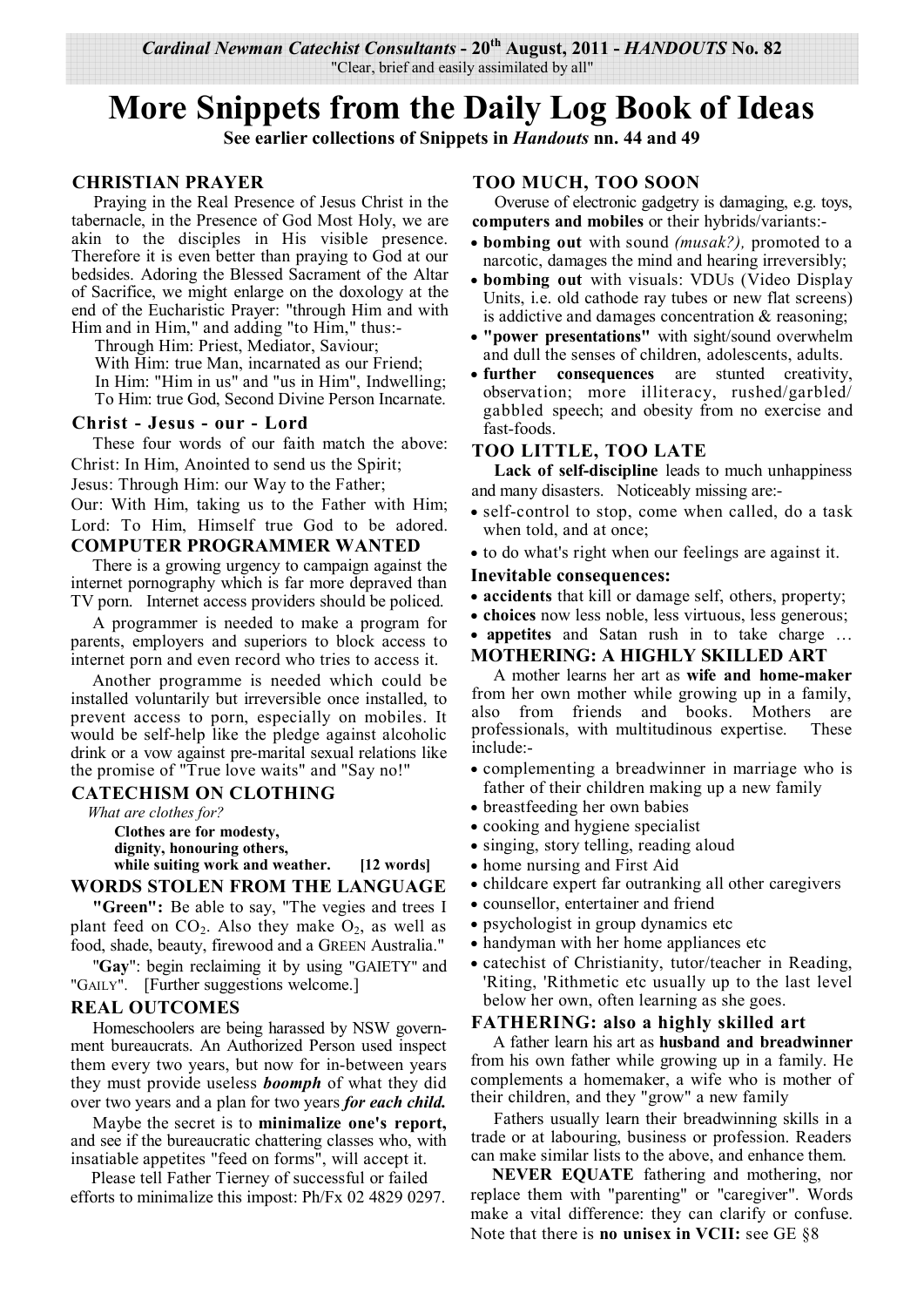Cardinal Newman Catechist Consultants - 20th August, 2011 - *HANDOUTS* No. 82
"Clear, brief and easily assimilated by all"

# More Snippets from the Daily Log Book of Ideas

**See earlier collections of Snippets in *Handouts* nn. 44 and 49**

## CHRISTIAN PRAYER

Praying in the Real Presence of Jesus Christ in the tabernacle, in the Presence of God Most Holy, we are akin to the disciples in His visible presence. Therefore it is even better than praying to God at our bedsides. Adoring the Blessed Sacrament of the Altar of Sacrifice, we might enlarge on the doxology at the end of the Eucharistic Prayer: "through Him and with Him and in Him," and adding "to Him," thus:-

Through Him: Priest, Mediator, Saviour;
With Him: true Man, incarnated as our Friend;
In Him: "Him in us" and "us in Him", Indwelling;
To Him: true God, Second Divine Person Incarnate.

### Christ - Jesus - our - Lord

These four words of our faith match the above:
Christ: In Him, Anointed to send us the Spirit;
Jesus: Through Him: our Way to the Father;
Our: With Him, taking us to the Father with Him;
Lord: To Him, Himself true God to be adored.

## COMPUTER PROGRAMMER WANTED

There is a growing urgency to campaign against the internet pornography which is far more depraved than TV porn. Internet access providers should be policed.

A programmer is needed to make a program for parents, employers and superiors to block access to internet porn and even record who tries to access it.

Another programme is needed which could be installed voluntarily but irreversible once installed, to prevent access to porn, especially on mobiles. It would be self-help like the pledge against alcoholic drink or a vow against pre-marital sexual relations like the promise of "True love waits" and "Say no!"

## CATECHISM ON CLOTHING

*What are clothes for?*

**Clothes are for modesty,
dignity, honouring others,
while suiting work and weather. [12 words]**

## WORDS STOLEN FROM THE LANGUAGE

**"Green":** Be able to say, "The vegies and trees I plant feed on $CO_2$. Also they make $O_2$, as well as food, shade, beauty, firewood and a GREEN Australia."

"**Gay**": begin reclaiming it by using "GAIETY" and "GAILY". [Further suggestions welcome.]

## REAL OUTCOMES

Homeschoolers are being harassed by NSW government bureaucrats. An Authorized Person used inspect them every two years, but now for in-between years they must provide useless ***boomph*** of what they did over two years and a plan for two years ***for each child.***

Maybe the secret is to **minimalize one's report,** and see if the bureaucratic chattering classes who, with insatiable appetites "feed on forms", will accept it.

Please tell Father Tierney of successful or failed efforts to minimalize this impost: Ph/Fx 02 4829 0297.

## TOO MUCH, TOO SOON

Overuse of electronic gadgetry is damaging, e.g. toys, **computers and mobiles** or their hybrids/variants:-

- **bombing out** with sound *(musak?),* promoted to a narcotic, damages the mind and hearing irreversibly;
- **bombing out** with visuals: VDUs (Video Display Units, i.e. old cathode ray tubes or new flat screens) is addictive and damages concentration & reasoning;
- **"power presentations"** with sight/sound overwhelm and dull the senses of children, adolescents, adults.
- **further consequences** are stunted creativity, observation; more illiteracy, rushed/garbled/ gabbled speech; and obesity from no exercise and fast-foods.

## TOO LITTLE, TOO LATE

**Lack of self-discipline** leads to much unhappiness and many disasters. Noticeably missing are:-

- self-control to stop, come when called, do a task when told, and at once;
- to do what's right when our feelings are against it.

### Inevitable consequences:

- **accidents** that kill or damage self, others, property;
- **choices** now less noble, less virtuous, less generous;
- **appetites** and Satan rush in to take charge …

## MOTHERING: A HIGHLY SKILLED ART

A mother learns her art as **wife and home-maker** from her own mother while growing up in a family, also from friends and books. Mothers are professionals, with multitudinous expertise. These include:-

- complementing a breadwinner in marriage who is father of their children making up a new family
- breastfeeding her own babies
- cooking and hygiene specialist
- singing, story telling, reading aloud
- home nursing and First Aid
- childcare expert far outranking all other caregivers
- counsellor, entertainer and friend
- psychologist in group dynamics etc
- handyman with her home appliances etc
- catechist of Christianity, tutor/teacher in Reading, 'Riting, 'Rithmetic etc usually up to the last level below her own, often learning as she goes.

## FATHERING: also a highly skilled art

A father learn his art as **husband and breadwinner** from his own father while growing up in a family. He complements a homemaker, a wife who is mother of their children, and they "grow" a new family

Fathers usually learn their breadwinning skills in a trade or at labouring, business or profession. Readers can make similar lists to the above, and enhance them.

**NEVER EQUATE** fathering and mothering, nor replace them with "parenting" or "caregiver". Words make a vital difference: they can clarify or confuse. Note that there is **no unisex in VCII:** see GE §8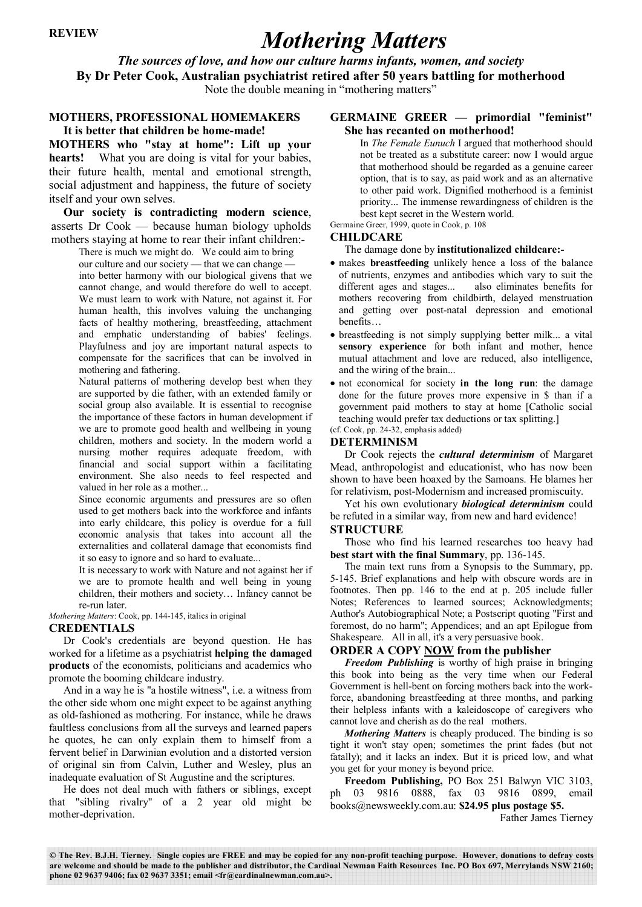**REVIEW**

# *Mothering Matters*

***The sources of love, and how our culture harms infants, women, and society***

**By Dr Peter Cook, Australian psychiatrist retired after 50 years battling for motherhood**

Note the double meaning in "mothering matters"

## MOTHERS, PROFESSIONAL HOMEMAKERS

**It is better that children be home-made!**

**MOTHERS who "stay at home": Lift up your hearts!** What you are doing is vital for your babies, their future health, mental and emotional strength, social adjustment and happiness, the future of society itself and your own selves.

**Our society is contradicting modern science**, asserts Dr Cook — because human biology upholds mothers staying at home to rear their infant children:-

> There is much we might do. We could aim to bring our culture and our society — that we can change — into better harmony with our biological givens that we cannot change, and would therefore do well to accept. We must learn to work with Nature, not against it. For human health, this involves valuing the unchanging facts of healthy mothering, breastfeeding, attachment and emphatic understanding of babies' feelings. Playfulness and joy are important natural aspects to compensate for the sacrifices that can be involved in mothering and fathering.
>
> Natural patterns of mothering develop best when they are supported by die father, with an extended family or social group also available. It is essential to recognise the importance of these factors in human development if we are to promote good health and wellbeing in young children, mothers and society. In the modern world a nursing mother requires adequate freedom, with financial and social support within a facilitating environment. She also needs to feel respected and valued in her role as a mother...
>
> Since economic arguments and pressures are so often used to get mothers back into the workforce and infants into early childcare, this policy is overdue for a full economic analysis that takes into account all the externalities and collateral damage that economists find it so easy to ignore and so hard to evaluate...
>
> It is necessary to work with Nature and not against her if we are to promote health and well being in young children, their mothers and society… Infancy cannot be re-run later.

*Mothering Matters*: Cook, pp. 144-145, italics in original

## CREDENTIALS

Dr Cook's credentials are beyond question. He has worked for a lifetime as a psychiatrist **helping the damaged products** of the economists, politicians and academics who promote the booming childcare industry.

And in a way he is "a hostile witness", i.e. a witness from the other side whom one might expect to be against anything as old-fashioned as mothering. For instance, while he draws faultless conclusions from all the surveys and learned papers he quotes, he can only explain them to himself from a fervent belief in Darwinian evolution and a distorted version of original sin from Calvin, Luther and Wesley, plus an inadequate evaluation of St Augustine and the scriptures.

He does not deal much with fathers or siblings, except that "sibling rivalry" of a 2 year old might be mother-deprivation.

## GERMAINE GREER — primordial "feminist"

**She has recanted on motherhood!**

> In *The Female Eunuch* I argued that motherhood should not be treated as a substitute career: now I would argue that motherhood should be regarded as a genuine career option, that is to say, as paid work and as an alternative to other paid work. Dignified motherhood is a feminist priority... The immense rewardingness of children is the best kept secret in the Western world.

Germaine Greer, 1999, quote in Cook, p. 108

## CHILDCARE

The damage done by **institutionalized childcare:-**

- makes **breastfeeding** unlikely hence a loss of the balance of nutrients, enzymes and antibodies which vary to suit the different ages and stages... also eliminates benefits for mothers recovering from childbirth, delayed menstruation and getting over post-natal depression and emotional benefits…
- breastfeeding is not simply supplying better milk... a vital **sensory experience** for both infant and mother, hence mutual attachment and love are reduced, also intelligence, and the wiring of the brain...
- not economical for society **in the long run**: the damage done for the future proves more expensive in $ than if a government paid mothers to stay at home [Catholic social teaching would prefer tax deductions or tax splitting.]

(cf. Cook, pp. 24-32, emphasis added)

## DETERMINISM

Dr Cook rejects the ***cultural determinism*** of Margaret Mead, anthropologist and educationist, who has now been shown to have been hoaxed by the Samoans. He blames her for relativism, post-Modernism and increased promiscuity.

Yet his own evolutionary ***biological determinism*** could be refuted in a similar way, from new and hard evidence!

## STRUCTURE

Those who find his learned researches too heavy had **best start with the final Summary**, pp. 136-145.

The main text runs from a Synopsis to the Summary, pp. 5-145. Brief explanations and help with obscure words are in footnotes. Then pp. 146 to the end at p. 205 include fuller Notes; References to learned sources; Acknowledgments; Author's Autobiographical Note; a Postscript quoting "First and foremost, do no harm"; Appendices; and an apt Epilogue from Shakespeare. All in all, it's a very persuasive book.

## ORDER A COPY NOW from the publisher

***Freedom Publishing*** is worthy of high praise in bringing this book into being as the very time when our Federal Government is hell-bent on forcing mothers back into the workforce, abandoning breastfeeding at three months, and parking their helpless infants with a kaleidoscope of caregivers who cannot love and cherish as do the real mothers.

***Mothering Matters*** is cheaply produced. The binding is so tight it won't stay open; sometimes the print fades (but not fatally); and it lacks an index. But it is priced low, and what you get for your money is beyond price.

**Freedom Publishing,** PO Box 251 Balwyn VIC 3103, ph 03 9816 0888, fax 03 9816 0899, email books@newsweekly.com.au: **$24.95 plus postage $5.**

Father James Tierney

**© The Rev. B.J.H. Tierney. Single copies are FREE and may be copied for any non-profit teaching purpose. However, donations to defray costs are welcome and should be made to the publisher and distributor, the Cardinal Newman Faith Resources Inc. PO Box 697, Merrylands NSW 2160; phone 02 9637 9406; fax 02 9637 3351; email <fr@cardinalnewman.com.au>.**